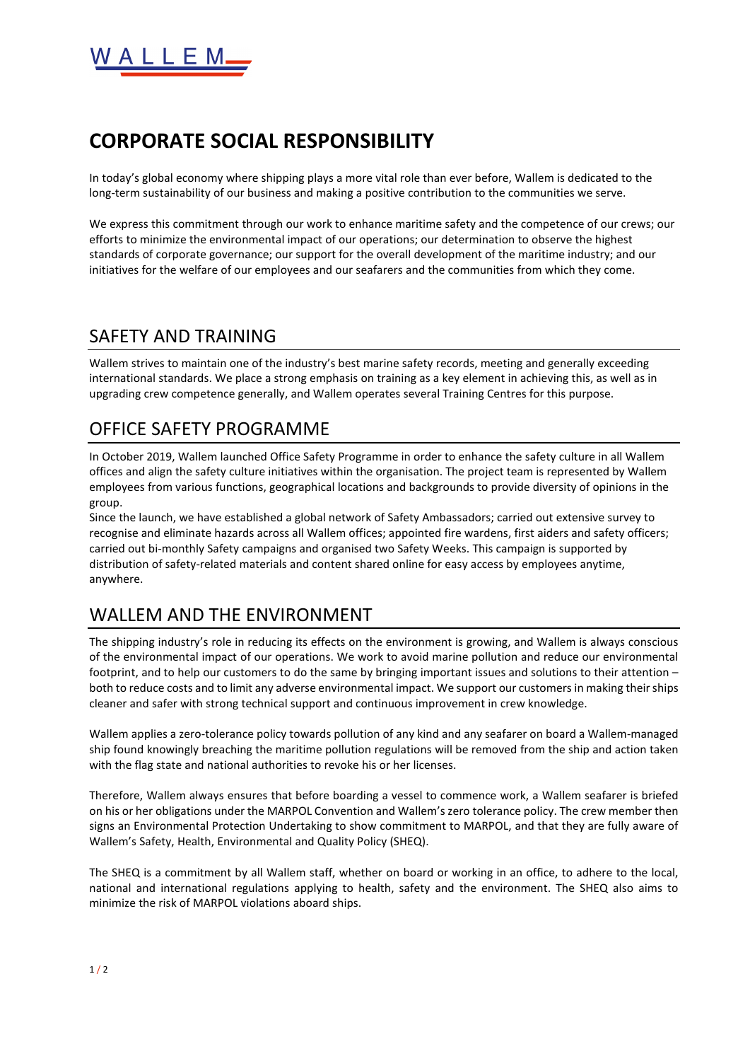WALLEM

# CORPORATE SOCIAL RESPONSIBILITY

In today's global economy where shipping plays a more vital role than ever before, Wallem is dedicated to the long-term sustainability of our business and making a positive contribution to the communities we serve.

We express this commitment through our work to enhance maritime safety and the competence of our crews; our efforts to minimize the environmental impact of our operations; our determination to observe the highest standards of corporate governance; our support for the overall development of the maritime industry; and our initiatives for the welfare of our employees and our seafarers and the communities from which they come.

## SAFETY AND TRAINING

Wallem strives to maintain one of the industry's best marine safety records, meeting and generally exceeding international standards. We place a strong emphasis on training as a key element in achieving this, as well as in upgrading crew competence generally, and Wallem operates several Training Centres for this purpose.

## OFFICE SAFETY PROGRAMME

In October 2019, Wallem launched Office Safety Programme in order to enhance the safety culture in all Wallem offices and align the safety culture initiatives within the organisation. The project team is represented by Wallem employees from various functions, geographical locations and backgrounds to provide diversity of opinions in the group.

Since the launch, we have established a global network of Safety Ambassadors; carried out extensive survey to recognise and eliminate hazards across all Wallem offices; appointed fire wardens, first aiders and safety officers; carried out bi-monthly Safety campaigns and organised two Safety Weeks. This campaign is supported by distribution of safety-related materials and content shared online for easy access by employees anytime, anywhere.

## WALLEM AND THE ENVIRONMENT

The shipping industry's role in reducing its effects on the environment is growing, and Wallem is always conscious of the environmental impact of our operations. We work to avoid marine pollution and reduce our environmental footprint, and to help our customers to do the same by bringing important issues and solutions to their attention – both to reduce costs and to limit any adverse environmental impact. We support our customers in making their ships cleaner and safer with strong technical support and continuous improvement in crew knowledge.

Wallem applies a zero-tolerance policy towards pollution of any kind and any seafarer on board a Wallem-managed ship found knowingly breaching the maritime pollution regulations will be removed from the ship and action taken with the flag state and national authorities to revoke his or her licenses.

Therefore, Wallem always ensures that before boarding a vessel to commence work, a Wallem seafarer is briefed on his or her obligations under the MARPOL Convention and Wallem's zero tolerance policy. The crew member then signs an Environmental Protection Undertaking to show commitment to MARPOL, and that they are fully aware of Wallem's Safety, Health, Environmental and Quality Policy (SHEQ).

The SHEQ is a commitment by all Wallem staff, whether on board or working in an office, to adhere to the local, national and international regulations applying to health, safety and the environment. The SHEQ also aims to minimize the risk of MARPOL violations aboard ships.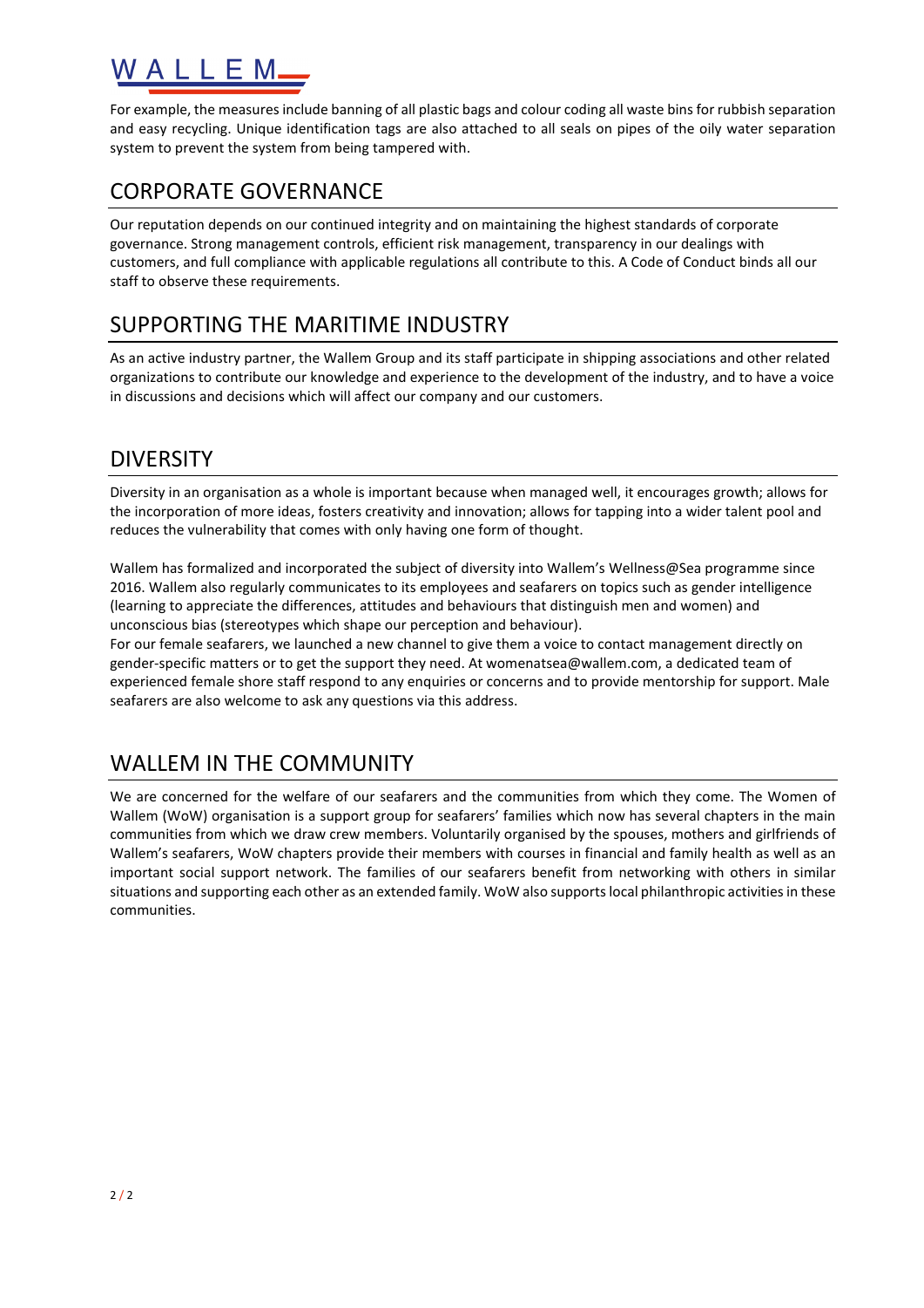For example, the measures include banning of all plastic bags and colour coding all waste bins for rubbish separation and easy recycling. Unique identification tags are also attached to all seals on pipes of the oily water separation system to prevent the system from being tampered with.

## CORPORATE GOVERNANCE

Our reputation depends on our continued integrity and on maintaining the highest standards of corporate governance. Strong management controls, efficient risk management, transparency in our dealings with customers, and full compliance with applicable regulations all contribute to this. A Code of Conduct binds all our staff to observe these requirements.

## SUPPORTING THE MARITIME INDUSTRY

As an active industry partner, the Wallem Group and its staff participate in shipping associations and other related organizations to contribute our knowledge and experience to the development of the industry, and to have a voice in discussions and decisions which will affect our company and our customers.

## DIVERSITY

Diversity in an organisation as a whole is important because when managed well, it encourages growth; allows for the incorporation of more ideas, fosters creativity and innovation; allows for tapping into a wider talent pool and reduces the vulnerability that comes with only having one form of thought.

Wallem has formalized and incorporated the subject of diversity into Wallem's Wellness@Sea programme since 2016. Wallem also regularly communicates to its employees and seafarers on topics such as gender intelligence (learning to appreciate the differences, attitudes and behaviours that distinguish men and women) and unconscious bias (stereotypes which shape our perception and behaviour).

For our female seafarers, we launched a new channel to give them a voice to contact management directly on gender-specific matters or to get the support they need. At womenatsea@wallem.com, a dedicated team of experienced female shore staff respond to any enquiries or concerns and to provide mentorship for support. Male seafarers are also welcome to ask any questions via this address.

## WALLEM IN THE COMMUNITY

We are concerned for the welfare of our seafarers and the communities from which they come. The Women of Wallem (WoW) organisation is a support group for seafarers' families which now has several chapters in the main communities from which we draw crew members. Voluntarily organised by the spouses, mothers and girlfriends of Wallem's seafarers, WoW chapters provide their members with courses in financial and family health as well as an important social support network. The families of our seafarers benefit from networking with others in similar situations and supporting each other as an extended family. WoW also supports local philanthropic activities in these communities.